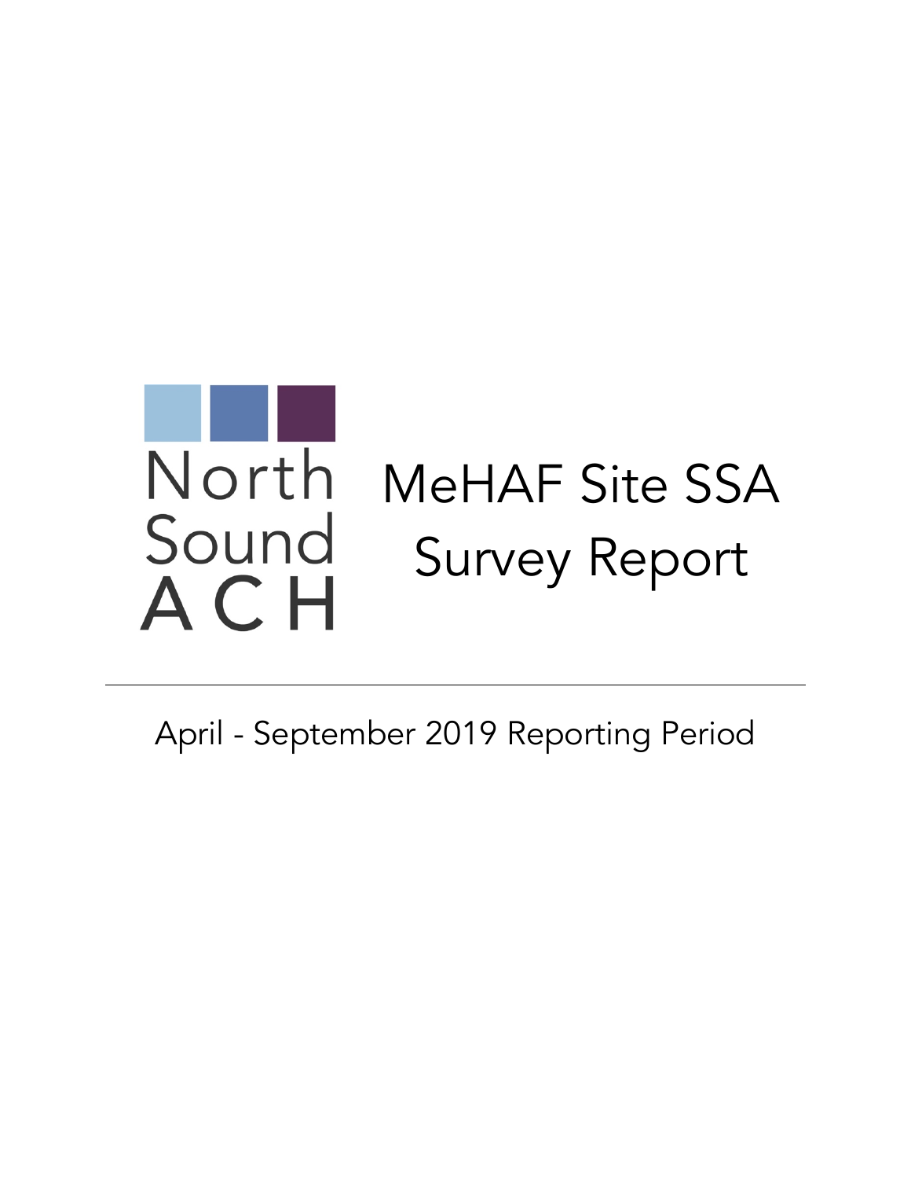North Sound ACH

# MeHAF Site SSA Survey Report

April - September 2019 Reporting Period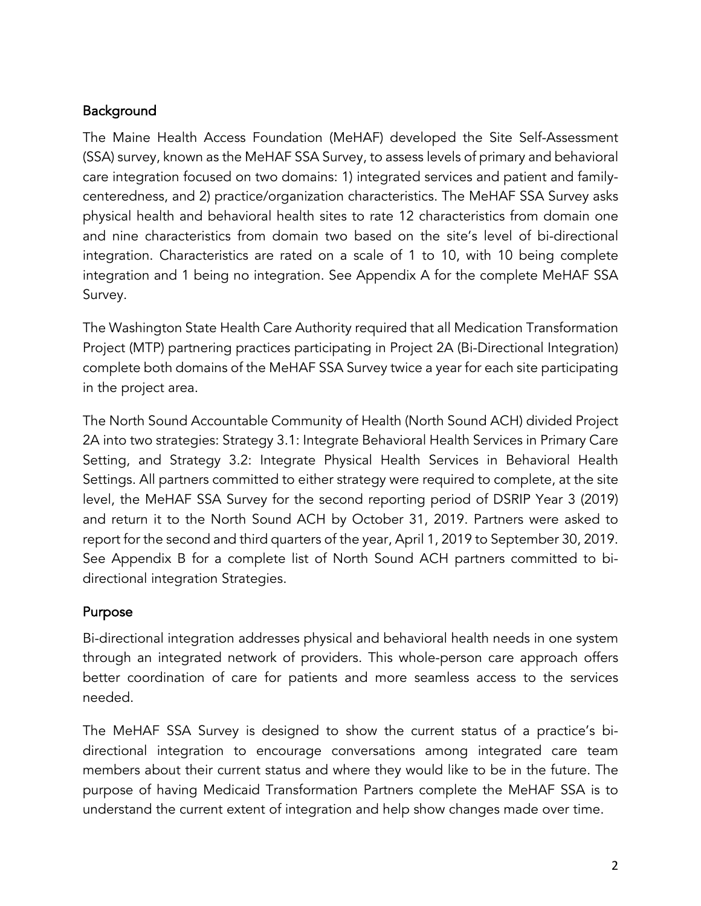## Background

The Maine Health Access Foundation (MeHAF) developed the Site Self-Assessment (SSA) survey, known as the MeHAF SSA Survey, to assess levels of primary and behavioral care integration focused on two domains: 1) integrated services and patient and family-centeredness, and 2) practice/organization characteristics. The MeHAF SSA Survey asks physical health and behavioral health sites to rate 12 characteristics from domain one and nine characteristics from domain two based on the site's level of bi-directional integration. Characteristics are rated on a scale of 1 to 10, with 10 being complete integration and 1 being no integration. See Appendix A for the complete MeHAF SSA Survey.

The Washington State Health Care Authority required that all Medication Transformation Project (MTP) partnering practices participating in Project 2A (Bi-Directional Integration) complete both domains of the MeHAF SSA Survey twice a year for each site participating in the project area.

The North Sound Accountable Community of Health (North Sound ACH) divided Project 2A into two strategies: Strategy 3.1: Integrate Behavioral Health Services in Primary Care Setting, and Strategy 3.2: Integrate Physical Health Services in Behavioral Health Settings. All partners committed to either strategy were required to complete, at the site level, the MeHAF SSA Survey for the second reporting period of DSRIP Year 3 (2019) and return it to the North Sound ACH by October 31, 2019. Partners were asked to report for the second and third quarters of the year, April 1, 2019 to September 30, 2019. See Appendix B for a complete list of North Sound ACH partners committed to bi-directional integration Strategies.

## Purpose

Bi-directional integration addresses physical and behavioral health needs in one system through an integrated network of providers. This whole-person care approach offers better coordination of care for patients and more seamless access to the services needed.

The MeHAF SSA Survey is designed to show the current status of a practice's bi-directional integration to encourage conversations among integrated care team members about their current status and where they would like to be in the future. The purpose of having Medicaid Transformation Partners complete the MeHAF SSA is to understand the current extent of integration and help show changes made over time.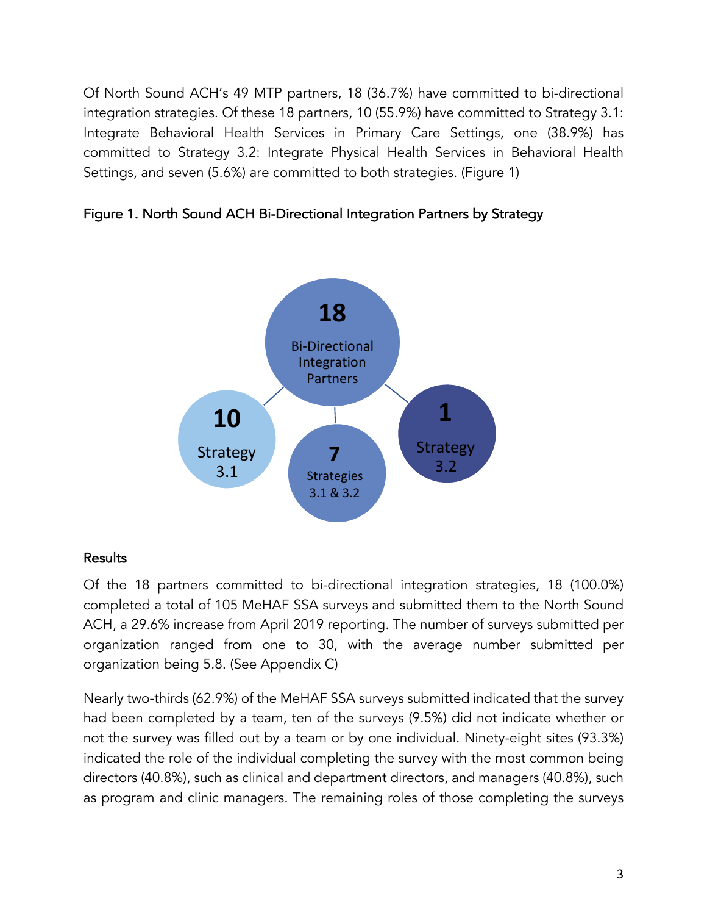Of North Sound ACH's 49 MTP partners, 18 (36.7%) have committed to bi-directional integration strategies. Of these 18 partners, 10 (55.9%) have committed to Strategy 3.1: Integrate Behavioral Health Services in Primary Care Settings, one (38.9%) has committed to Strategy 3.2: Integrate Physical Health Services in Behavioral Health Settings, and seven (5.6%) are committed to both strategies. (Figure 1)

Figure 1. North Sound ACH Bi-Directional Integration Partners by Strategy

18 Bi-Directional Integration Partners

10 Strategy 3.1

7 Strategies 3.1 & 3.2

1 Strategy 3.2

### Results

Of the 18 partners committed to bi-directional integration strategies, 18 (100.0%) completed a total of 105 MeHAF SSA surveys and submitted them to the North Sound ACH, a 29.6% increase from April 2019 reporting. The number of surveys submitted per organization ranged from one to 30, with the average number submitted per organization being 5.8. (See Appendix C)

Nearly two-thirds (62.9%) of the MeHAF SSA surveys submitted indicated that the survey had been completed by a team, ten of the surveys (9.5%) did not indicate whether or not the survey was filled out by a team or by one individual. Ninety-eight sites (93.3%) indicated the role of the individual completing the survey with the most common being directors (40.8%), such as clinical and department directors, and managers (40.8%), such as program and clinic managers. The remaining roles of those completing the surveys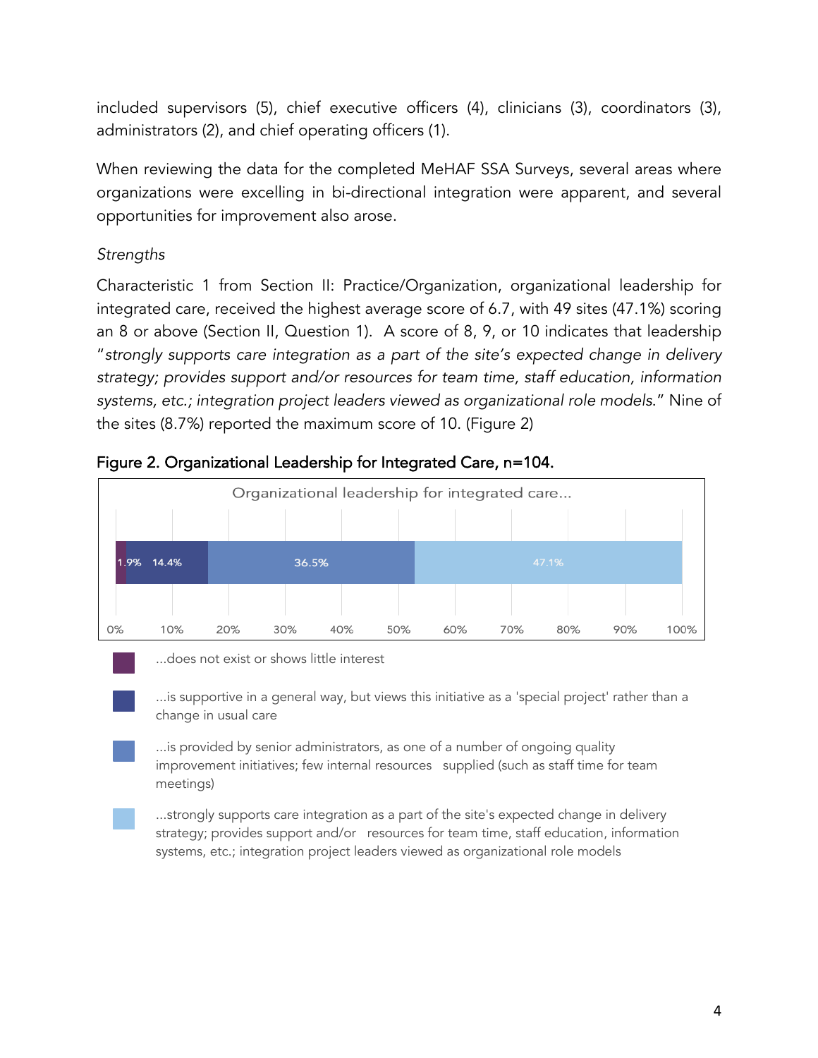included supervisors (5), chief executive officers (4), clinicians (3), coordinators (3), administrators (2), and chief operating officers (1).

When reviewing the data for the completed MeHAF SSA Surveys, several areas where organizations were excelling in bi-directional integration were apparent, and several opportunities for improvement also arose.

*Strengths*

Characteristic 1 from Section II: Practice/Organization, organizational leadership for integrated care, received the highest average score of 6.7, with 49 sites (47.1%) scoring an 8 or above (Section II, Question 1). A score of 8, 9, or 10 indicates that leadership "*strongly supports care integration as a part of the site's expected change in delivery strategy; provides support and/or resources for team time, staff education, information systems, etc.; integration project leaders viewed as organizational role models*." Nine of the sites (8.7%) reported the maximum score of 10. (Figure 2)

**Figure 2. Organizational Leadership for Integrated Care, n=104.**

Organizational leadership for integrated care...

| Response | Percent |
|---|---|
| ...does not exist or shows little interest | 1.9% |
| ...is supportive in a general way, but views this initiative as a 'special project' rather than a change in usual care | 14.4% |
| ...is provided by senior administrators, as one of a number of ongoing quality improvement initiatives; few internal resources supplied (such as staff time for team meetings) | 36.5% |
| ...strongly supports care integration as a part of the site's expected change in delivery strategy; provides support and/or resources for team time, staff education, information systems, etc.; integration project leaders viewed as organizational role models | 47.1% |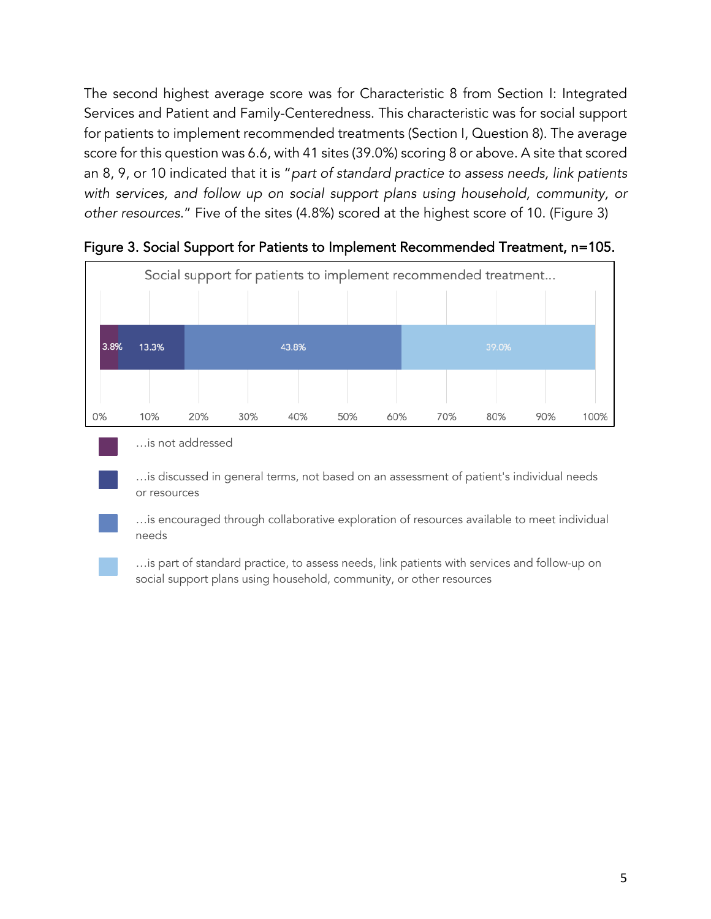The second highest average score was for Characteristic 8 from Section I: Integrated Services and Patient and Family-Centeredness. This characteristic was for social support for patients to implement recommended treatments (Section I, Question 8). The average score for this question was 6.6, with 41 sites (39.0%) scoring 8 or above. A site that scored an 8, 9, or 10 indicated that it is "*part of standard practice to assess needs, link patients with services, and follow up on social support plans using household, community, or other resources*." Five of the sites (4.8%) scored at the highest score of 10. (Figure 3)

Figure 3. Social Support for Patients to Implement Recommended Treatment, n=105.

Social support for patients to implement recommended treatment...

| Response | Percentage |
| --- | --- |
| …is not addressed | 3.8% |
| …is discussed in general terms, not based on an assessment of patient's individual needs or resources | 13.3% |
| …is encouraged through collaborative exploration of resources available to meet individual needs | 43.8% |
| …is part of standard practice, to assess needs, link patients with services and follow-up on social support plans using household, community, or other resources | 39.0% |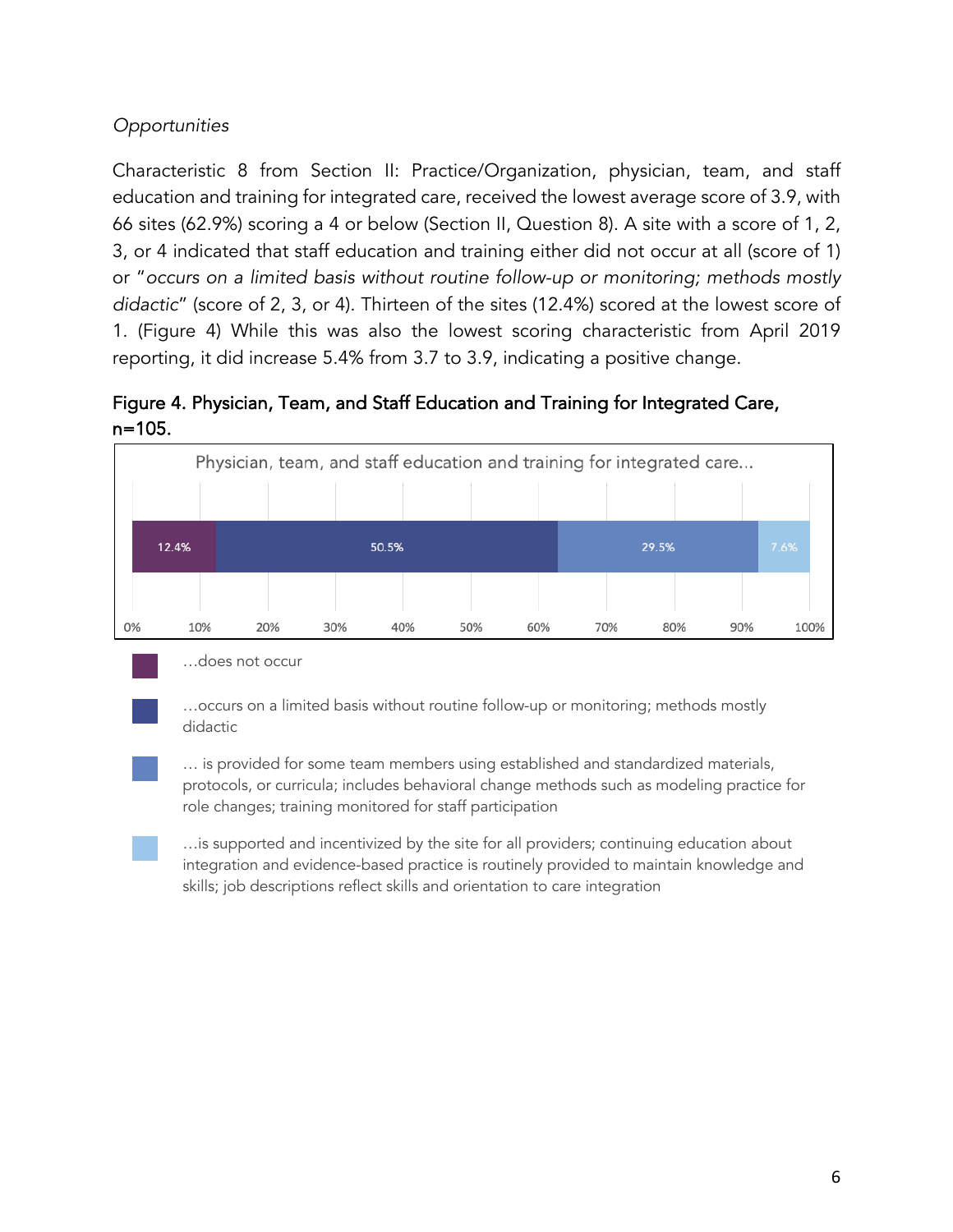*Opportunities*

Characteristic 8 from Section II: Practice/Organization, physician, team, and staff education and training for integrated care, received the lowest average score of 3.9, with 66 sites (62.9%) scoring a 4 or below (Section II, Question 8). A site with a score of 1, 2, 3, or 4 indicated that staff education and training either did not occur at all (score of 1) or "*occurs on a limited basis without routine follow-up or monitoring; methods mostly didactic*" (score of 2, 3, or 4). Thirteen of the sites (12.4%) scored at the lowest score of 1. (Figure 4) While this was also the lowest scoring characteristic from April 2019 reporting, it did increase 5.4% from 3.7 to 3.9, indicating a positive change.

Figure 4. Physician, Team, and Staff Education and Training for Integrated Care, n=105.

Physician, team, and staff education and training for integrated care...

| Response | Percent |
| --- | --- |
| …does not occur | 12.4% |
| …occurs on a limited basis without routine follow-up or monitoring; methods mostly didactic | 50.5% |
| … is provided for some team members using established and standardized materials, protocols, or curricula; includes behavioral change methods such as modeling practice for role changes; training monitored for staff participation | 29.5% |
| …is supported and incentivized by the site for all providers; continuing education about integration and evidence-based practice is routinely provided to maintain knowledge and skills; job descriptions reflect skills and orientation to care integration | 7.6% |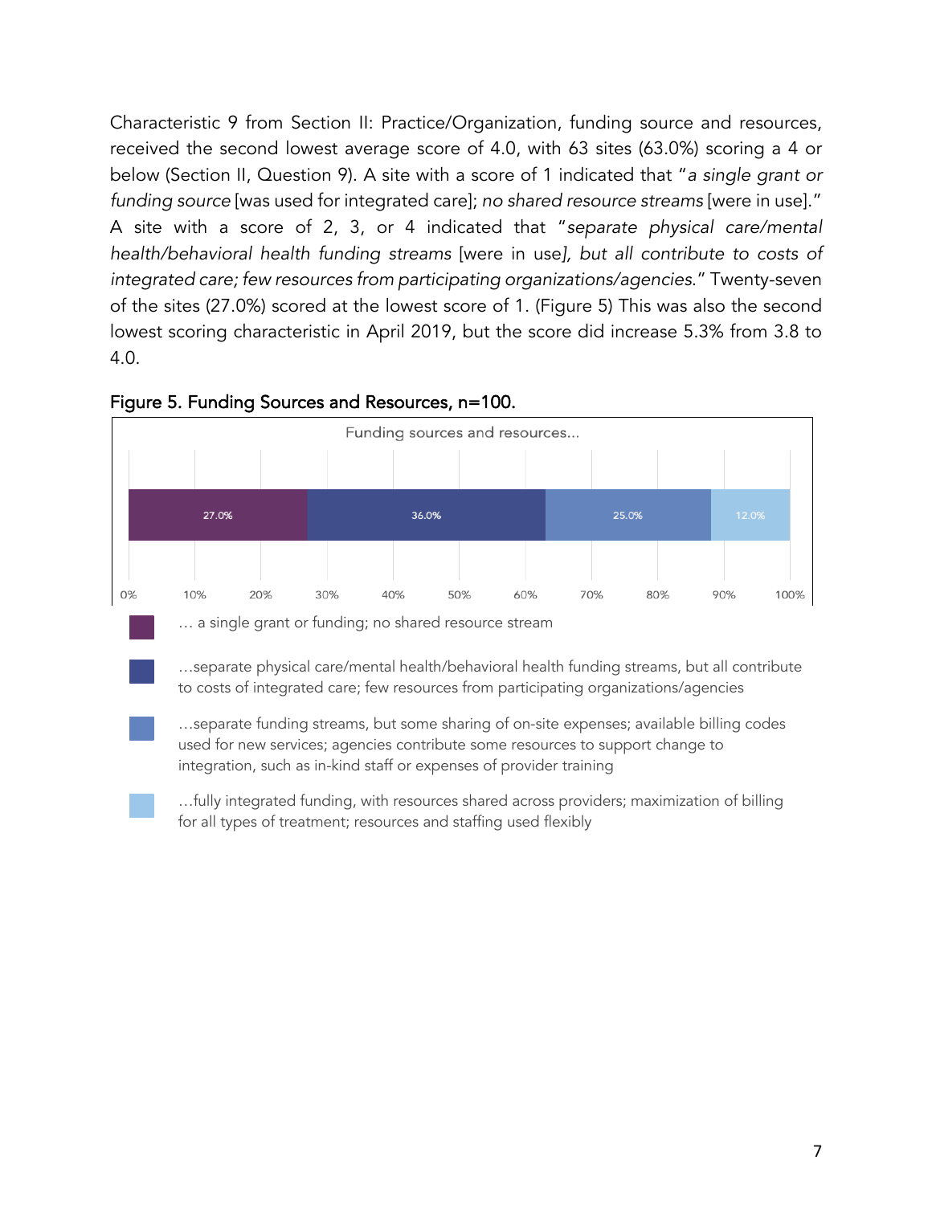Characteristic 9 from Section II: Practice/Organization, funding source and resources, received the second lowest average score of 4.0, with 63 sites (63.0%) scoring a 4 or below (Section II, Question 9). A site with a score of 1 indicated that "*a single grant or funding source* [was used for integrated care]; *no shared resource streams* [were in use]." A site with a score of 2, 3, or 4 indicated that "*separate physical care/mental health/behavioral health funding streams* [were in use]*, but all contribute to costs of integrated care; few resources from participating organizations/agencies*." Twenty-seven of the sites (27.0%) scored at the lowest score of 1. (Figure 5) This was also the second lowest scoring characteristic in April 2019, but the score did increase 5.3% from 3.8 to 4.0.

Figure 5. Funding Sources and Resources, n=100.

Funding sources and resources...

| Response | Percent |
|---|---|
| … a single grant or funding; no shared resource stream | 27.0% |
| …separate physical care/mental health/behavioral health funding streams, but all contribute to costs of integrated care; few resources from participating organizations/agencies | 36.0% |
| …separate funding streams, but some sharing of on-site expenses; available billing codes used for new services; agencies contribute some resources to support change to integration, such as in-kind staff or expenses of provider training | 25.0% |
| …fully integrated funding, with resources shared across providers; maximization of billing for all types of treatment; resources and staffing used flexibly | 12.0% |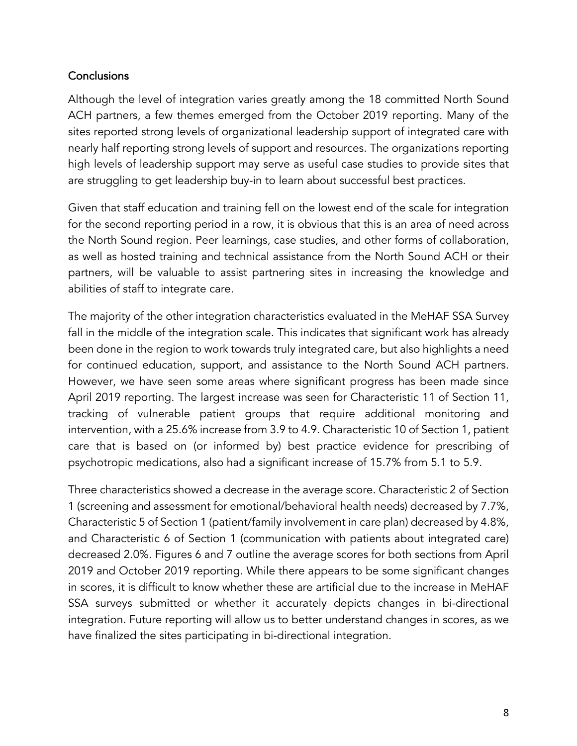## Conclusions

Although the level of integration varies greatly among the 18 committed North Sound ACH partners, a few themes emerged from the October 2019 reporting. Many of the sites reported strong levels of organizational leadership support of integrated care with nearly half reporting strong levels of support and resources. The organizations reporting high levels of leadership support may serve as useful case studies to provide sites that are struggling to get leadership buy-in to learn about successful best practices.

Given that staff education and training fell on the lowest end of the scale for integration for the second reporting period in a row, it is obvious that this is an area of need across the North Sound region. Peer learnings, case studies, and other forms of collaboration, as well as hosted training and technical assistance from the North Sound ACH or their partners, will be valuable to assist partnering sites in increasing the knowledge and abilities of staff to integrate care.

The majority of the other integration characteristics evaluated in the MeHAF SSA Survey fall in the middle of the integration scale. This indicates that significant work has already been done in the region to work towards truly integrated care, but also highlights a need for continued education, support, and assistance to the North Sound ACH partners. However, we have seen some areas where significant progress has been made since April 2019 reporting. The largest increase was seen for Characteristic 11 of Section 11, tracking of vulnerable patient groups that require additional monitoring and intervention, with a 25.6% increase from 3.9 to 4.9. Characteristic 10 of Section 1, patient care that is based on (or informed by) best practice evidence for prescribing of psychotropic medications, also had a significant increase of 15.7% from 5.1 to 5.9.

Three characteristics showed a decrease in the average score. Characteristic 2 of Section 1 (screening and assessment for emotional/behavioral health needs) decreased by 7.7%, Characteristic 5 of Section 1 (patient/family involvement in care plan) decreased by 4.8%, and Characteristic 6 of Section 1 (communication with patients about integrated care) decreased 2.0%. Figures 6 and 7 outline the average scores for both sections from April 2019 and October 2019 reporting. While there appears to be some significant changes in scores, it is difficult to know whether these are artificial due to the increase in MeHAF SSA surveys submitted or whether it accurately depicts changes in bi-directional integration. Future reporting will allow us to better understand changes in scores, as we have finalized the sites participating in bi-directional integration.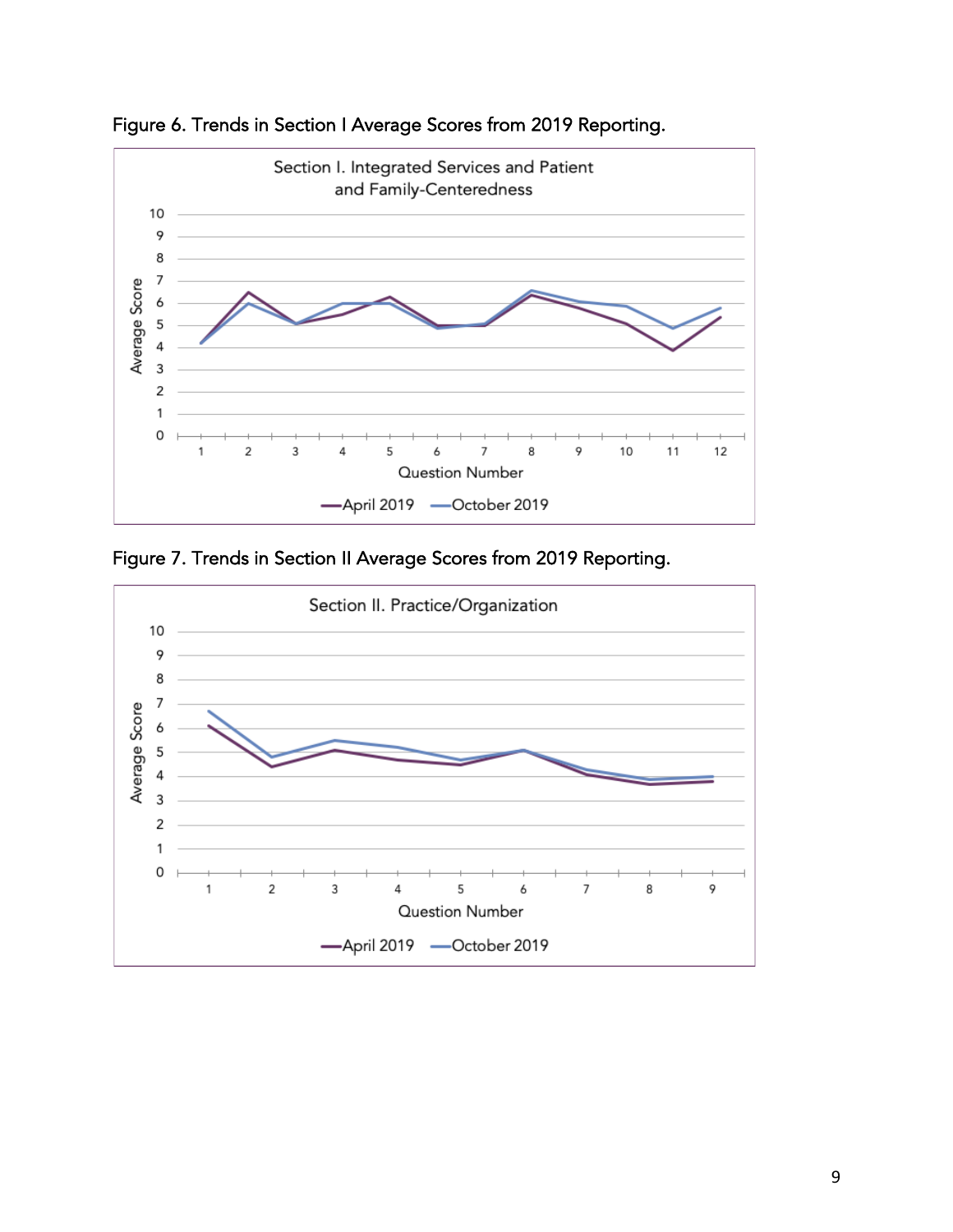Figure 6. Trends in Section I Average Scores from 2019 Reporting.

Figure 7. Trends in Section II Average Scores from 2019 Reporting.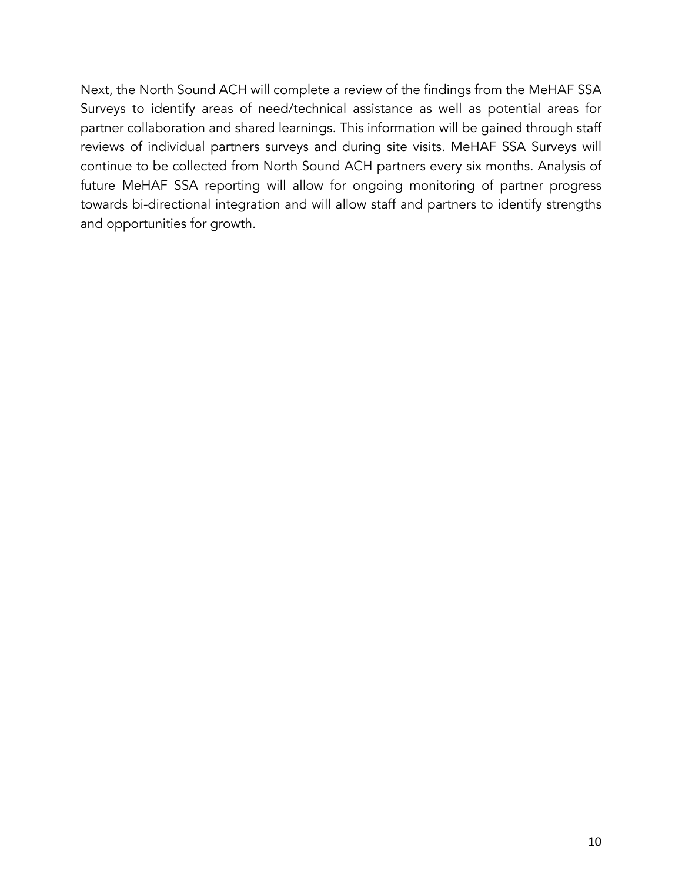Next, the North Sound ACH will complete a review of the findings from the MeHAF SSA Surveys to identify areas of need/technical assistance as well as potential areas for partner collaboration and shared learnings. This information will be gained through staff reviews of individual partners surveys and during site visits. MeHAF SSA Surveys will continue to be collected from North Sound ACH partners every six months. Analysis of future MeHAF SSA reporting will allow for ongoing monitoring of partner progress towards bi-directional integration and will allow staff and partners to identify strengths and opportunities for growth.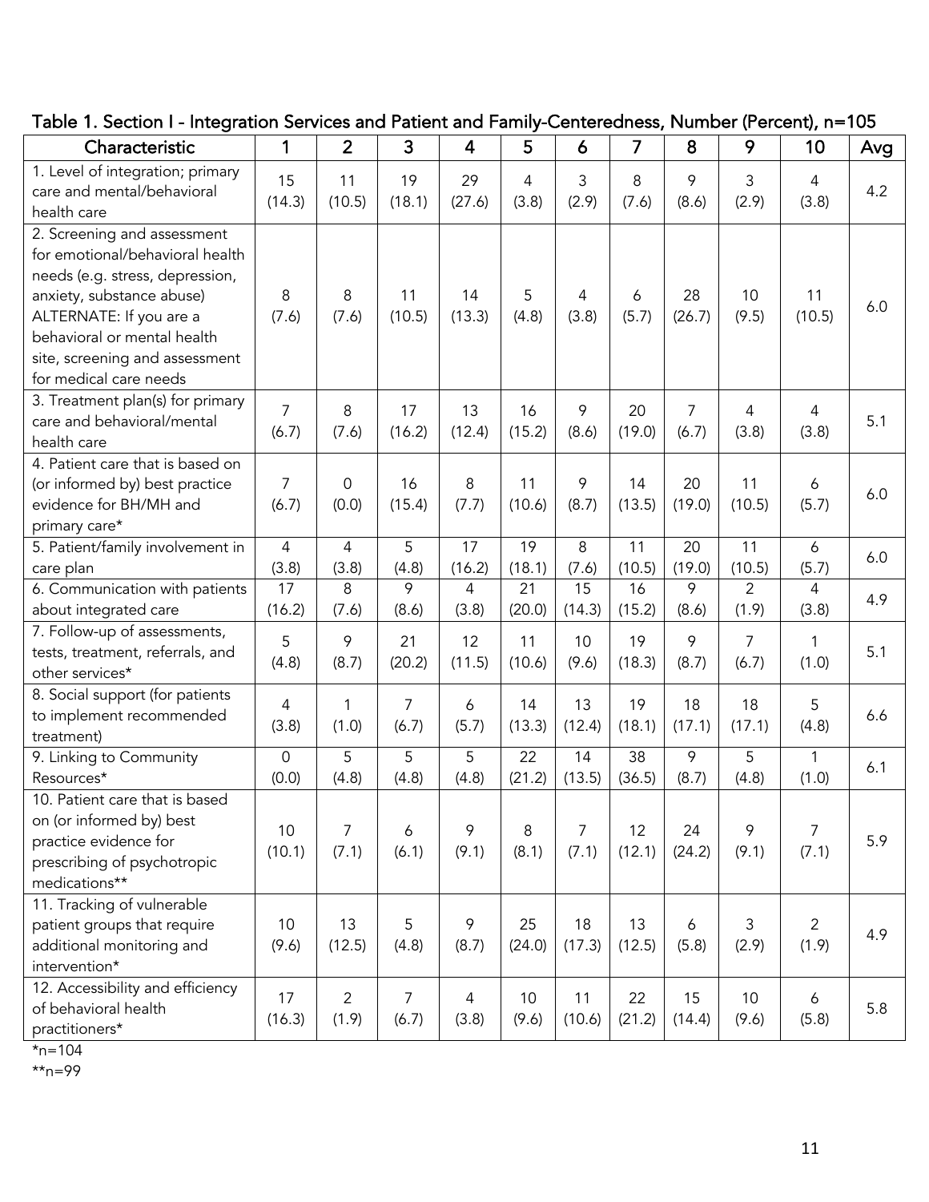Table 1. Section I - Integration Services and Patient and Family-Centeredness, Number (Percent), n=105

| Characteristic | 1 | 2 | 3 | 4 | 5 | 6 | 7 | 8 | 9 | 10 | Avg |
|---|---|---|---|---|---|---|---|---|---|---|---|
| 1. Level of integration; primary care and mental/behavioral health care | 15 (14.3) | 11 (10.5) | 19 (18.1) | 29 (27.6) | 4 (3.8) | 3 (2.9) | 8 (7.6) | 9 (8.6) | 3 (2.9) | 4 (3.8) | 4.2 |
| 2. Screening and assessment for emotional/behavioral health needs (e.g. stress, depression, anxiety, substance abuse) ALTERNATE: If you are a behavioral or mental health site, screening and assessment for medical care needs | 8 (7.6) | 8 (7.6) | 11 (10.5) | 14 (13.3) | 5 (4.8) | 4 (3.8) | 6 (5.7) | 28 (26.7) | 10 (9.5) | 11 (10.5) | 6.0 |
| 3. Treatment plan(s) for primary care and behavioral/mental health care | 7 (6.7) | 8 (7.6) | 17 (16.2) | 13 (12.4) | 16 (15.2) | 9 (8.6) | 20 (19.0) | 7 (6.7) | 4 (3.8) | 4 (3.8) | 5.1 |
| 4. Patient care that is based on (or informed by) best practice evidence for BH/MH and primary care* | 7 (6.7) | 0 (0.0) | 16 (15.4) | 8 (7.7) | 11 (10.6) | 9 (8.7) | 14 (13.5) | 20 (19.0) | 11 (10.5) | 6 (5.7) | 6.0 |
| 5. Patient/family involvement in care plan | 4 (3.8) | 4 (3.8) | 5 (4.8) | 17 (16.2) | 19 (18.1) | 8 (7.6) | 11 (10.5) | 20 (19.0) | 11 (10.5) | 6 (5.7) | 6.0 |
| 6. Communication with patients about integrated care | 17 (16.2) | 8 (7.6) | 9 (8.6) | 4 (3.8) | 21 (20.0) | 15 (14.3) | 16 (15.2) | 9 (8.6) | 2 (1.9) | 4 (3.8) | 4.9 |
| 7. Follow-up of assessments, tests, treatment, referrals, and other services* | 5 (4.8) | 9 (8.7) | 21 (20.2) | 12 (11.5) | 11 (10.6) | 10 (9.6) | 19 (18.3) | 9 (8.7) | 7 (6.7) | 1 (1.0) | 5.1 |
| 8. Social support (for patients to implement recommended treatment) | 4 (3.8) | 1 (1.0) | 7 (6.7) | 6 (5.7) | 14 (13.3) | 13 (12.4) | 19 (18.1) | 18 (17.1) | 18 (17.1) | 5 (4.8) | 6.6 |
| 9. Linking to Community Resources* | 0 (0.0) | 5 (4.8) | 5 (4.8) | 5 (4.8) | 22 (21.2) | 14 (13.5) | 38 (36.5) | 9 (8.7) | 5 (4.8) | 1 (1.0) | 6.1 |
| 10. Patient care that is based on (or informed by) best practice evidence for prescribing of psychotropic medications** | 10 (10.1) | 7 (7.1) | 6 (6.1) | 9 (9.1) | 8 (8.1) | 7 (7.1) | 12 (12.1) | 24 (24.2) | 9 (9.1) | 7 (7.1) | 5.9 |
| 11. Tracking of vulnerable patient groups that require additional monitoring and intervention* | 10 (9.6) | 13 (12.5) | 5 (4.8) | 9 (8.7) | 25 (24.0) | 18 (17.3) | 13 (12.5) | 6 (5.8) | 3 (2.9) | 2 (1.9) | 4.9 |
| 12. Accessibility and efficiency of behavioral health practitioners* | 17 (16.3) | 2 (1.9) | 7 (6.7) | 4 (3.8) | 10 (9.6) | 11 (10.6) | 22 (21.2) | 15 (14.4) | 10 (9.6) | 6 (5.8) | 5.8 |

*n=104

**n=99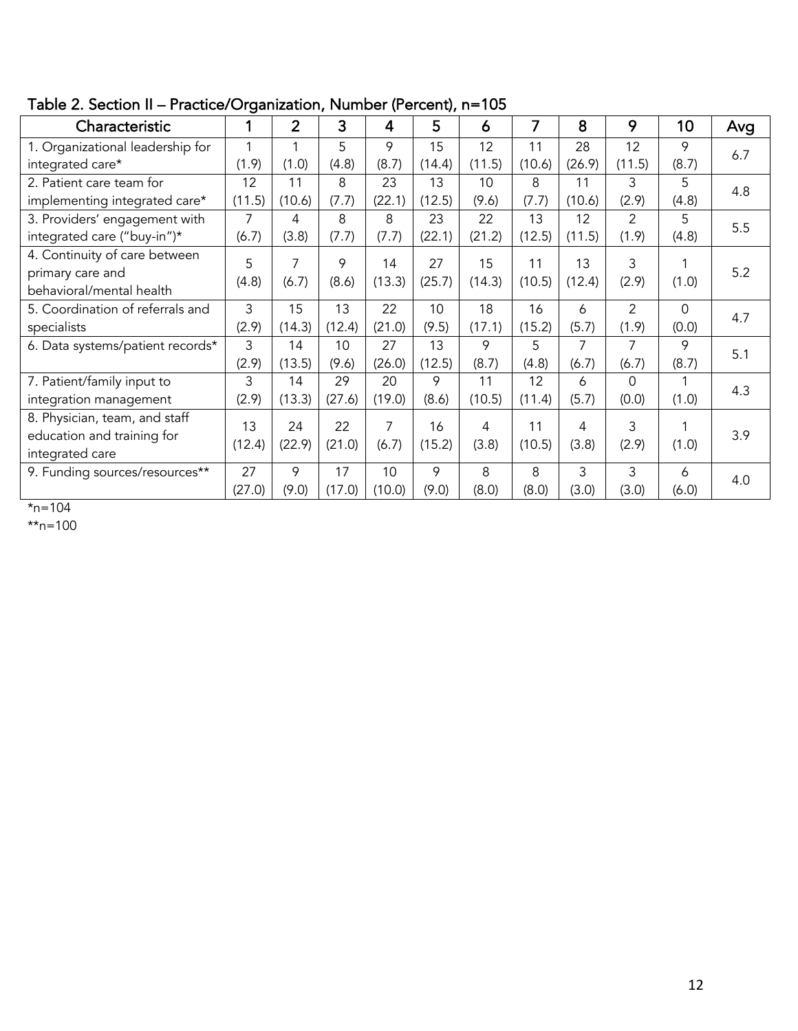Table 2. Section II – Practice/Organization, Number (Percent), n=105

| Characteristic | 1 | 2 | 3 | 4 | 5 | 6 | 7 | 8 | 9 | 10 | Avg |
|---|---|---|---|---|---|---|---|---|---|---|---|
| 1. Organizational leadership for integrated care* | 1 (1.9) | 1 (1.0) | 5 (4.8) | 9 (8.7) | 15 (14.4) | 12 (11.5) | 11 (10.6) | 28 (26.9) | 12 (11.5) | 9 (8.7) | 6.7 |
| 2. Patient care team for implementing integrated care* | 12 (11.5) | 11 (10.6) | 8 (7.7) | 23 (22.1) | 13 (12.5) | 10 (9.6) | 8 (7.7) | 11 (10.6) | 3 (2.9) | 5 (4.8) | 4.8 |
| 3. Providers' engagement with integrated care ("buy-in")* | 7 (6.7) | 4 (3.8) | 8 (7.7) | 8 (7.7) | 23 (22.1) | 22 (21.2) | 13 (12.5) | 12 (11.5) | 2 (1.9) | 5 (4.8) | 5.5 |
| 4. Continuity of care between primary care and behavioral/mental health | 5 (4.8) | 7 (6.7) | 9 (8.6) | 14 (13.3) | 27 (25.7) | 15 (14.3) | 11 (10.5) | 13 (12.4) | 3 (2.9) | 1 (1.0) | 5.2 |
| 5. Coordination of referrals and specialists | 3 (2.9) | 15 (14.3) | 13 (12.4) | 22 (21.0) | 10 (9.5) | 18 (17.1) | 16 (15.2) | 6 (5.7) | 2 (1.9) | 0 (0.0) | 4.7 |
| 6. Data systems/patient records* | 3 (2.9) | 14 (13.5) | 10 (9.6) | 27 (26.0) | 13 (12.5) | 9 (8.7) | 5 (4.8) | 7 (6.7) | 7 (6.7) | 9 (8.7) | 5.1 |
| 7. Patient/family input to integration management | 3 (2.9) | 14 (13.3) | 29 (27.6) | 20 (19.0) | 9 (8.6) | 11 (10.5) | 12 (11.4) | 6 (5.7) | 0 (0.0) | 1 (1.0) | 4.3 |
| 8. Physician, team, and staff education and training for integrated care | 13 (12.4) | 24 (22.9) | 22 (21.0) | 7 (6.7) | 16 (15.2) | 4 (3.8) | 11 (10.5) | 4 (3.8) | 3 (2.9) | 1 (1.0) | 3.9 |
| 9. Funding sources/resources** | 27 (27.0) | 9 (9.0) | 17 (17.0) | 10 (10.0) | 9 (9.0) | 8 (8.0) | 8 (8.0) | 3 (3.0) | 3 (3.0) | 6 (6.0) | 4.0 |

*n=104

**n=100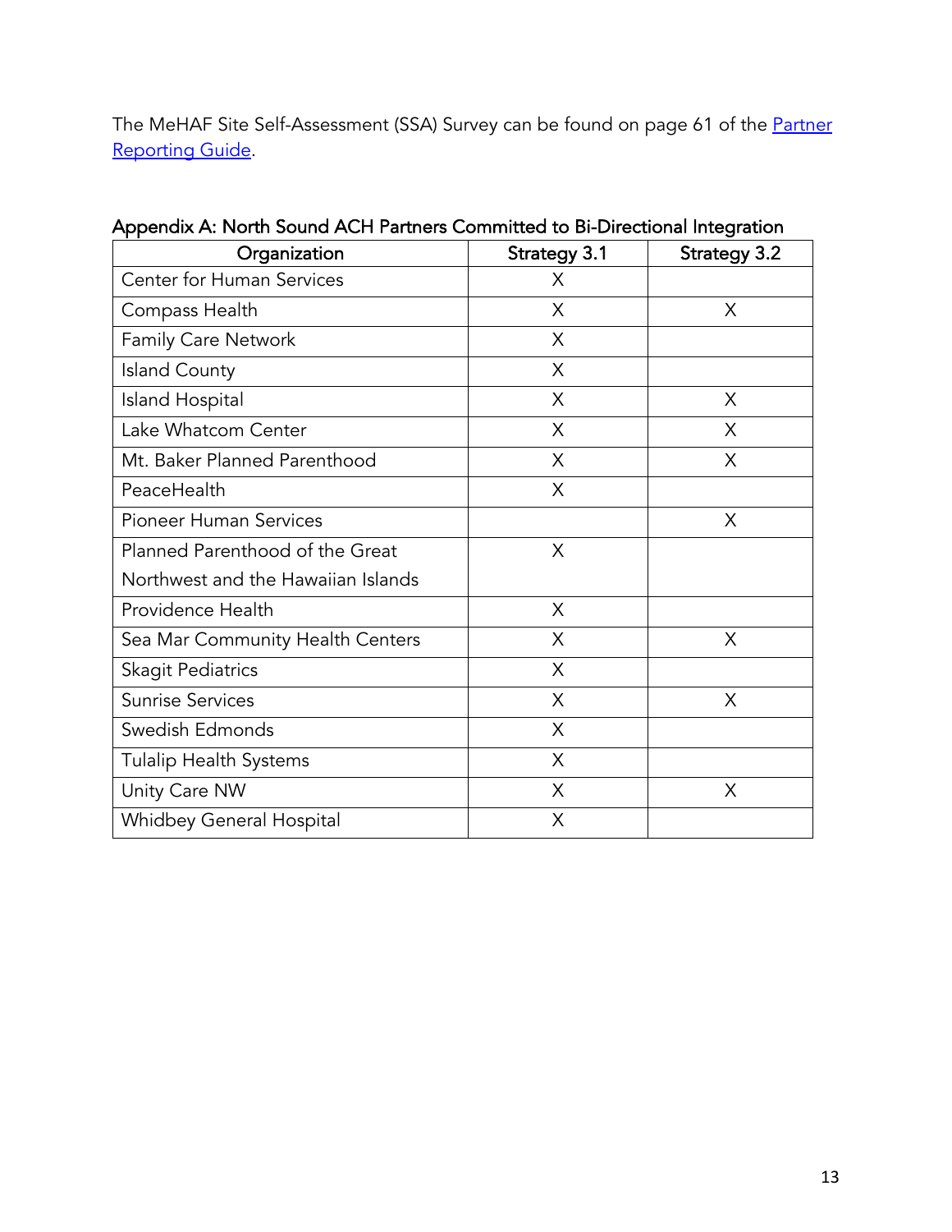The MeHAF Site Self-Assessment (SSA) Survey can be found on page 61 of the [Partner Reporting Guide](Partner Reporting Guide).

## Appendix A: North Sound ACH Partners Committed to Bi-Directional Integration

| Organization | Strategy 3.1 | Strategy 3.2 |
|---|---|---|
| Center for Human Services | X | |
| Compass Health | X | X |
| Family Care Network | X | |
| Island County | X | |
| Island Hospital | X | X |
| Lake Whatcom Center | X | X |
| Mt. Baker Planned Parenthood | X | X |
| PeaceHealth | X | |
| Pioneer Human Services | | X |
| Planned Parenthood of the Great Northwest and the Hawaiian Islands | X | |
| Providence Health | X | |
| Sea Mar Community Health Centers | X | X |
| Skagit Pediatrics | X | |
| Sunrise Services | X | X |
| Swedish Edmonds | X | |
| Tulalip Health Systems | X | |
| Unity Care NW | X | X |
| Whidbey General Hospital | X | |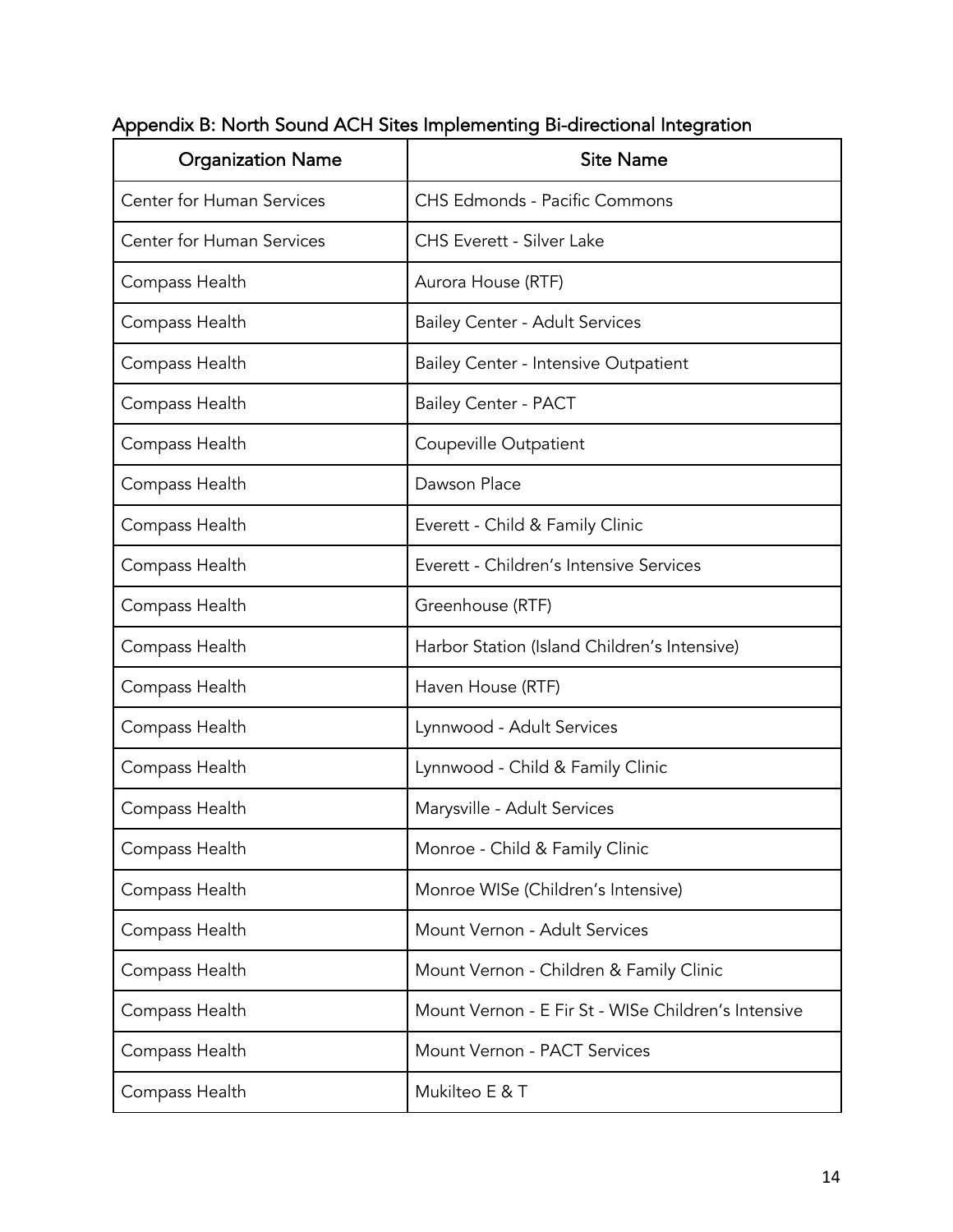## Appendix B: North Sound ACH Sites Implementing Bi-directional Integration

| Organization Name | Site Name |
| --- | --- |
| Center for Human Services | CHS Edmonds - Pacific Commons |
| Center for Human Services | CHS Everett - Silver Lake |
| Compass Health | Aurora House (RTF) |
| Compass Health | Bailey Center - Adult Services |
| Compass Health | Bailey Center - Intensive Outpatient |
| Compass Health | Bailey Center - PACT |
| Compass Health | Coupeville Outpatient |
| Compass Health | Dawson Place |
| Compass Health | Everett - Child & Family Clinic |
| Compass Health | Everett - Children's Intensive Services |
| Compass Health | Greenhouse (RTF) |
| Compass Health | Harbor Station (Island Children's Intensive) |
| Compass Health | Haven House (RTF) |
| Compass Health | Lynnwood - Adult Services |
| Compass Health | Lynnwood - Child & Family Clinic |
| Compass Health | Marysville - Adult Services |
| Compass Health | Monroe - Child & Family Clinic |
| Compass Health | Monroe WISe (Children's Intensive) |
| Compass Health | Mount Vernon - Adult Services |
| Compass Health | Mount Vernon - Children & Family Clinic |
| Compass Health | Mount Vernon - E Fir St - WISe Children's Intensive |
| Compass Health | Mount Vernon - PACT Services |
| Compass Health | Mukilteo E & T |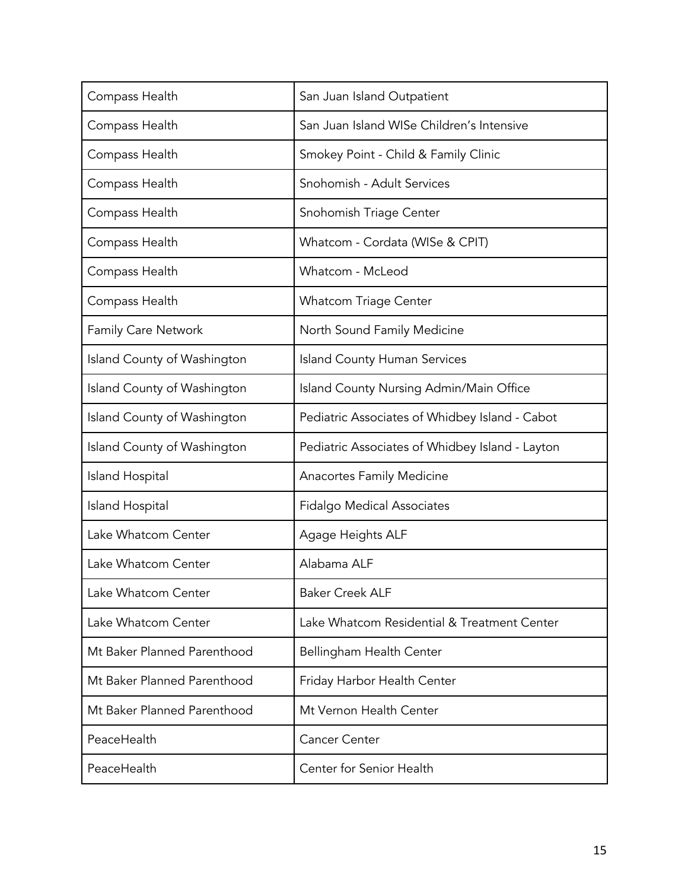| Compass Health | San Juan Island Outpatient |
|---|---|
| Compass Health | San Juan Island WISe Children's Intensive |
| Compass Health | Smokey Point - Child & Family Clinic |
| Compass Health | Snohomish - Adult Services |
| Compass Health | Snohomish Triage Center |
| Compass Health | Whatcom - Cordata (WISe & CPIT) |
| Compass Health | Whatcom - McLeod |
| Compass Health | Whatcom Triage Center |
| Family Care Network | North Sound Family Medicine |
| Island County of Washington | Island County Human Services |
| Island County of Washington | Island County Nursing Admin/Main Office |
| Island County of Washington | Pediatric Associates of Whidbey Island - Cabot |
| Island County of Washington | Pediatric Associates of Whidbey Island - Layton |
| Island Hospital | Anacortes Family Medicine |
| Island Hospital | Fidalgo Medical Associates |
| Lake Whatcom Center | Agage Heights ALF |
| Lake Whatcom Center | Alabama ALF |
| Lake Whatcom Center | Baker Creek ALF |
| Lake Whatcom Center | Lake Whatcom Residential & Treatment Center |
| Mt Baker Planned Parenthood | Bellingham Health Center |
| Mt Baker Planned Parenthood | Friday Harbor Health Center |
| Mt Baker Planned Parenthood | Mt Vernon Health Center |
| PeaceHealth | Cancer Center |
| PeaceHealth | Center for Senior Health |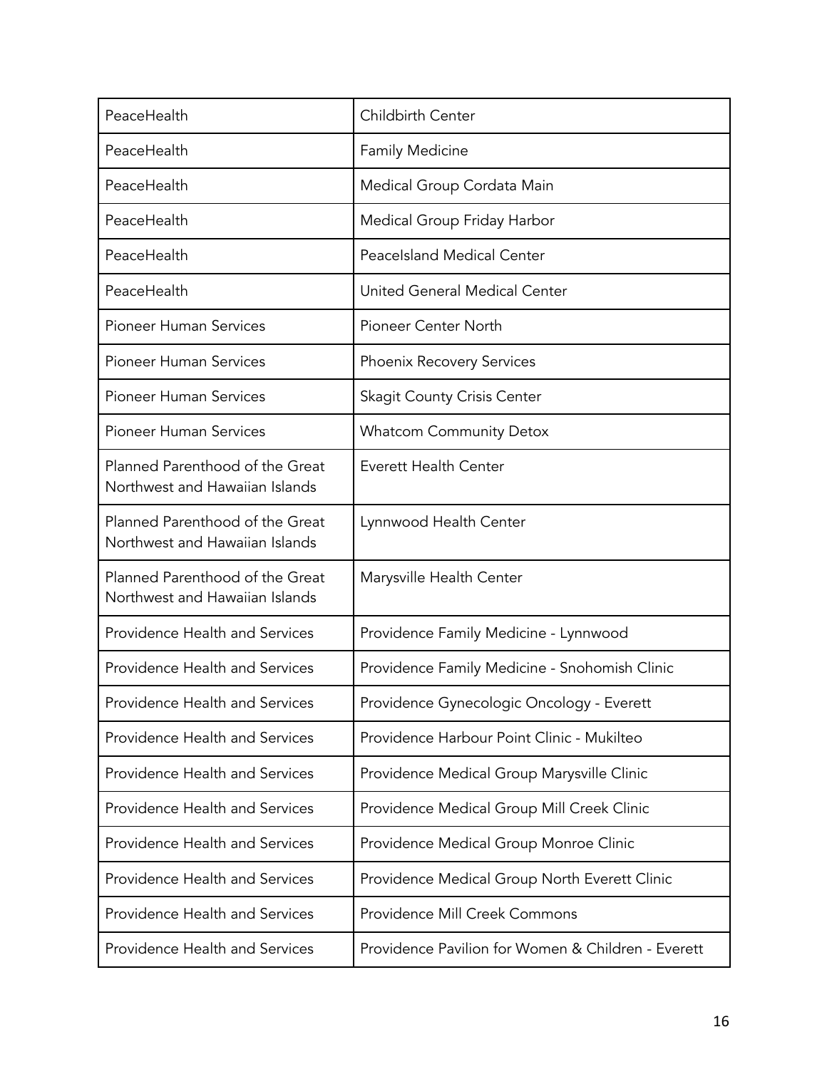| | |
|---|---|
| PeaceHealth | Childbirth Center |
| PeaceHealth | Family Medicine |
| PeaceHealth | Medical Group Cordata Main |
| PeaceHealth | Medical Group Friday Harbor |
| PeaceHealth | PeaceIsland Medical Center |
| PeaceHealth | United General Medical Center |
| Pioneer Human Services | Pioneer Center North |
| Pioneer Human Services | Phoenix Recovery Services |
| Pioneer Human Services | Skagit County Crisis Center |
| Pioneer Human Services | Whatcom Community Detox |
| Planned Parenthood of the Great Northwest and Hawaiian Islands | Everett Health Center |
| Planned Parenthood of the Great Northwest and Hawaiian Islands | Lynnwood Health Center |
| Planned Parenthood of the Great Northwest and Hawaiian Islands | Marysville Health Center |
| Providence Health and Services | Providence Family Medicine - Lynnwood |
| Providence Health and Services | Providence Family Medicine - Snohomish Clinic |
| Providence Health and Services | Providence Gynecologic Oncology - Everett |
| Providence Health and Services | Providence Harbour Point Clinic - Mukilteo |
| Providence Health and Services | Providence Medical Group Marysville Clinic |
| Providence Health and Services | Providence Medical Group Mill Creek Clinic |
| Providence Health and Services | Providence Medical Group Monroe Clinic |
| Providence Health and Services | Providence Medical Group North Everett Clinic |
| Providence Health and Services | Providence Mill Creek Commons |
| Providence Health and Services | Providence Pavilion for Women & Children - Everett |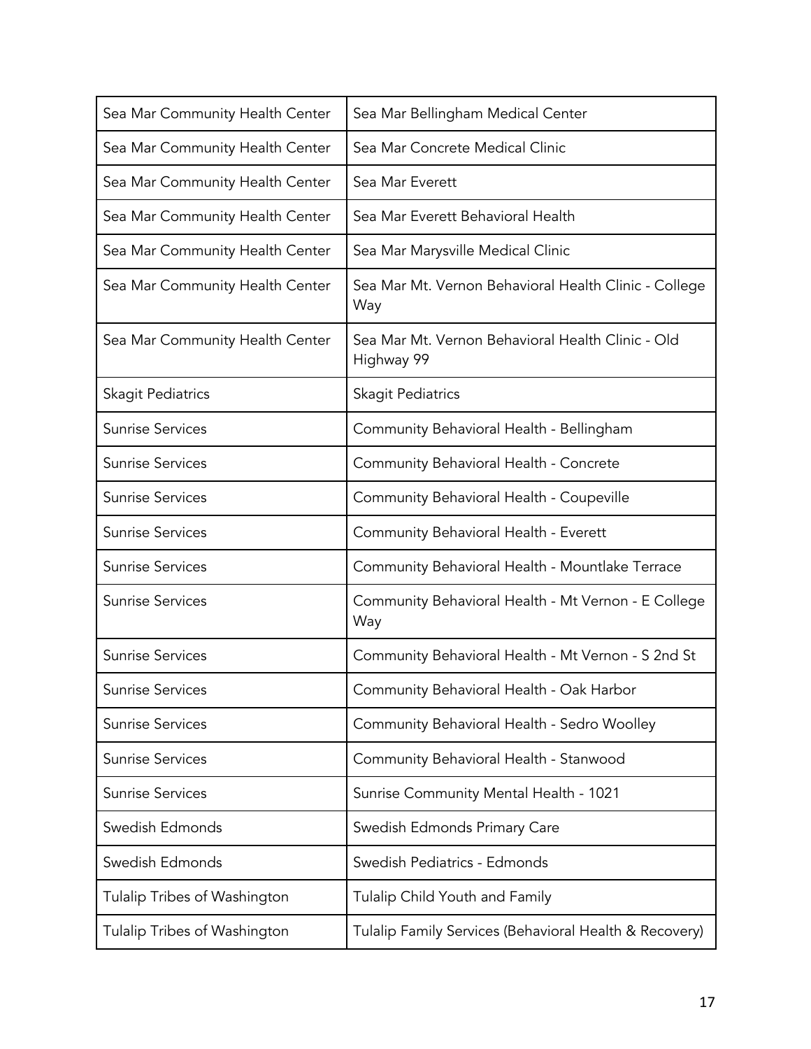| | |
|---|---|
| Sea Mar Community Health Center | Sea Mar Bellingham Medical Center |
| Sea Mar Community Health Center | Sea Mar Concrete Medical Clinic |
| Sea Mar Community Health Center | Sea Mar Everett |
| Sea Mar Community Health Center | Sea Mar Everett Behavioral Health |
| Sea Mar Community Health Center | Sea Mar Marysville Medical Clinic |
| Sea Mar Community Health Center | Sea Mar Mt. Vernon Behavioral Health Clinic - College Way |
| Sea Mar Community Health Center | Sea Mar Mt. Vernon Behavioral Health Clinic - Old Highway 99 |
| Skagit Pediatrics | Skagit Pediatrics |
| Sunrise Services | Community Behavioral Health - Bellingham |
| Sunrise Services | Community Behavioral Health - Concrete |
| Sunrise Services | Community Behavioral Health - Coupeville |
| Sunrise Services | Community Behavioral Health - Everett |
| Sunrise Services | Community Behavioral Health - Mountlake Terrace |
| Sunrise Services | Community Behavioral Health - Mt Vernon - E College Way |
| Sunrise Services | Community Behavioral Health - Mt Vernon - S 2nd St |
| Sunrise Services | Community Behavioral Health - Oak Harbor |
| Sunrise Services | Community Behavioral Health - Sedro Woolley |
| Sunrise Services | Community Behavioral Health - Stanwood |
| Sunrise Services | Sunrise Community Mental Health - 1021 |
| Swedish Edmonds | Swedish Edmonds Primary Care |
| Swedish Edmonds | Swedish Pediatrics - Edmonds |
| Tulalip Tribes of Washington | Tulalip Child Youth and Family |
| Tulalip Tribes of Washington | Tulalip Family Services (Behavioral Health & Recovery) |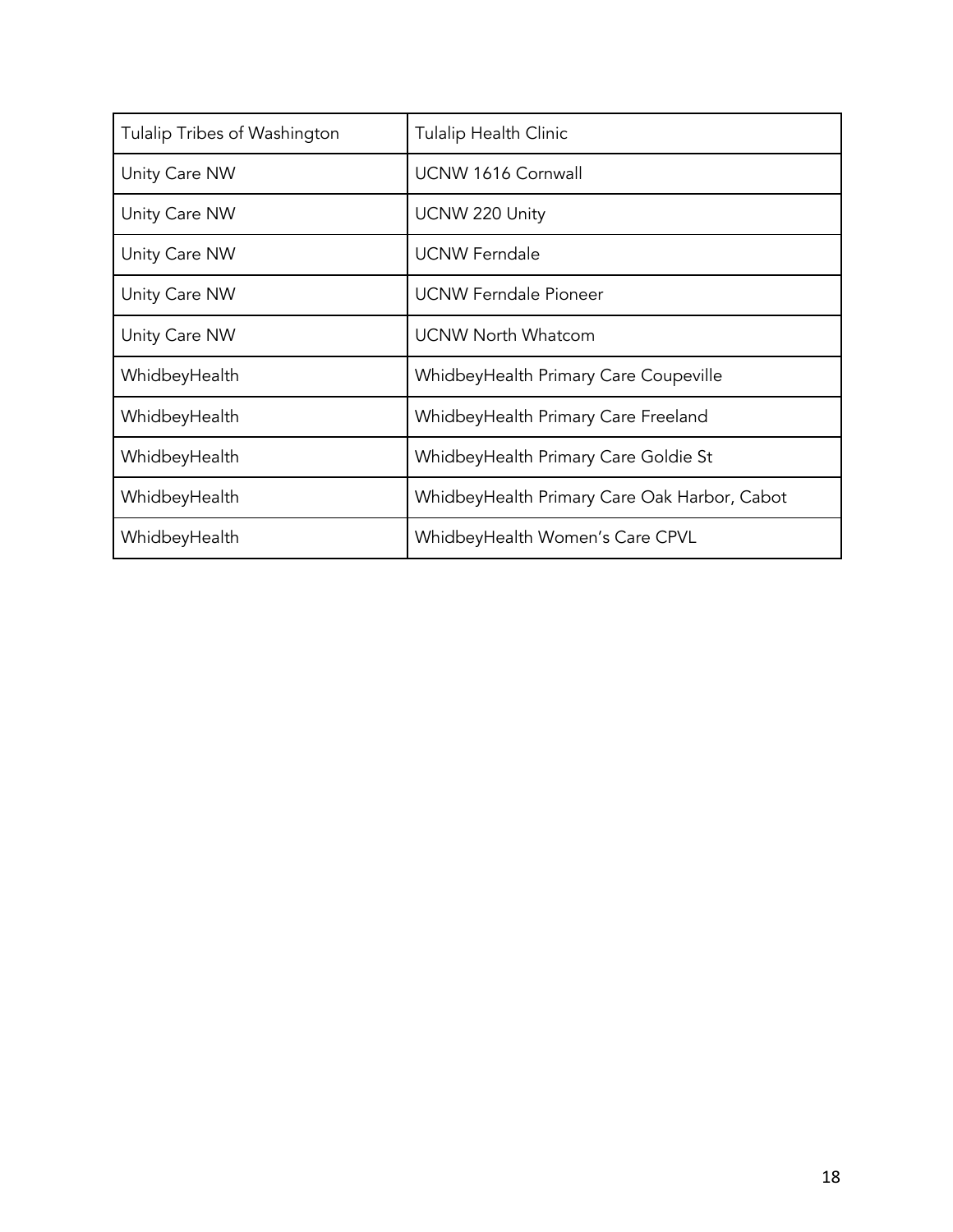| | |
|---|---|
| Tulalip Tribes of Washington | Tulalip Health Clinic |
| Unity Care NW | UCNW 1616 Cornwall |
| Unity Care NW | UCNW 220 Unity |
| Unity Care NW | UCNW Ferndale |
| Unity Care NW | UCNW Ferndale Pioneer |
| Unity Care NW | UCNW North Whatcom |
| WhidbeyHealth | WhidbeyHealth Primary Care Coupeville |
| WhidbeyHealth | WhidbeyHealth Primary Care Freeland |
| WhidbeyHealth | WhidbeyHealth Primary Care Goldie St |
| WhidbeyHealth | WhidbeyHealth Primary Care Oak Harbor, Cabot |
| WhidbeyHealth | WhidbeyHealth Women's Care CPVL |